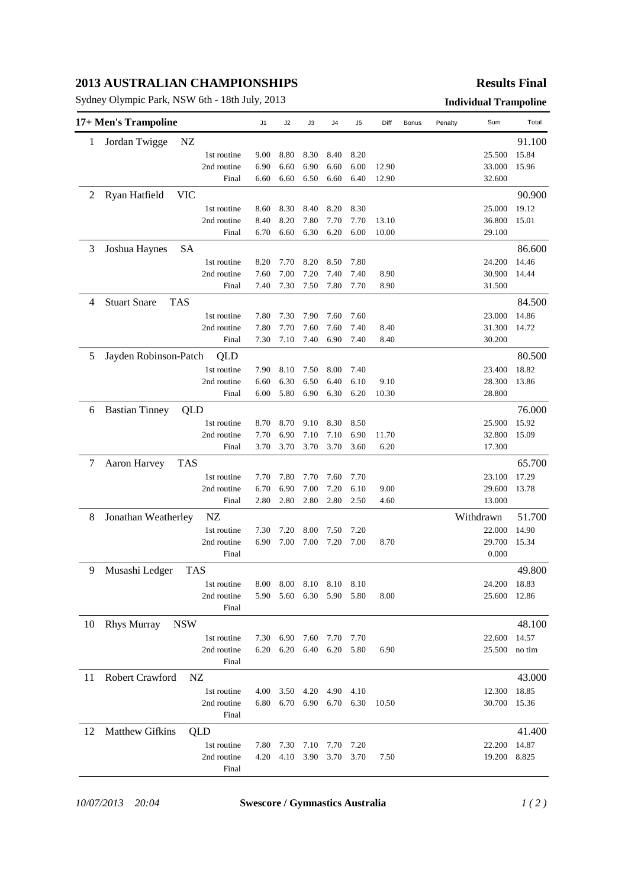# 2013 AUSTRALIAN CHAMPIONSHIPS

**Results Final**

Sydney Olympic Park, NSW 6th - 18th July, 2013

**Individual Trampoline**

| 17+ Men's Trampoline | | J1 | J2 | J3 | J4 | J5 | Diff | Bonus | Penalty | Sum | Total |
|---|---|---|---|---|---|---|---|---|---|---|---|
| 1 | Jordan Twigge NZ | | | | | | | | | | 91.100 |
| | 1st routine | 9.00 | 8.80 | 8.30 | 8.40 | 8.20 | | | | 25.500 | 15.84 |
| | 2nd routine | 6.90 | 6.60 | 6.90 | 6.60 | 6.00 | 12.90 | | | 33.000 | 15.96 |
| | Final | 6.60 | 6.60 | 6.50 | 6.60 | 6.40 | 12.90 | | | 32.600 | |
| 2 | Ryan Hatfield VIC | | | | | | | | | | 90.900 |
| | 1st routine | 8.60 | 8.30 | 8.40 | 8.20 | 8.30 | | | | 25.000 | 19.12 |
| | 2nd routine | 8.40 | 8.20 | 7.80 | 7.70 | 7.70 | 13.10 | | | 36.800 | 15.01 |
| | Final | 6.70 | 6.60 | 6.30 | 6.20 | 6.00 | 10.00 | | | 29.100 | |
| 3 | Joshua Haynes SA | | | | | | | | | | 86.600 |
| | 1st routine | 8.20 | 7.70 | 8.20 | 8.50 | 7.80 | | | | 24.200 | 14.46 |
| | 2nd routine | 7.60 | 7.00 | 7.20 | 7.40 | 7.40 | 8.90 | | | 30.900 | 14.44 |
| | Final | 7.40 | 7.30 | 7.50 | 7.80 | 7.70 | 8.90 | | | 31.500 | |
| 4 | Stuart Snare TAS | | | | | | | | | | 84.500 |
| | 1st routine | 7.80 | 7.30 | 7.90 | 7.60 | 7.60 | | | | 23.000 | 14.86 |
| | 2nd routine | 7.80 | 7.70 | 7.60 | 7.60 | 7.40 | 8.40 | | | 31.300 | 14.72 |
| | Final | 7.30 | 7.10 | 7.40 | 6.90 | 7.40 | 8.40 | | | 30.200 | |
| 5 | Jayden Robinson-Patch QLD | | | | | | | | | | 80.500 |
| | 1st routine | 7.90 | 8.10 | 7.50 | 8.00 | 7.40 | | | | 23.400 | 18.82 |
| | 2nd routine | 6.60 | 6.30 | 6.50 | 6.40 | 6.10 | 9.10 | | | 28.300 | 13.86 |
| | Final | 6.00 | 5.80 | 6.90 | 6.30 | 6.20 | 10.30 | | | 28.800 | |
| 6 | Bastian Tinney QLD | | | | | | | | | | 76.000 |
| | 1st routine | 8.70 | 8.70 | 9.10 | 8.30 | 8.50 | | | | 25.900 | 15.92 |
| | 2nd routine | 7.70 | 6.90 | 7.10 | 7.10 | 6.90 | 11.70 | | | 32.800 | 15.09 |
| | Final | 3.70 | 3.70 | 3.70 | 3.70 | 3.60 | 6.20 | | | 17.300 | |
| 7 | Aaron Harvey TAS | | | | | | | | | | 65.700 |
| | 1st routine | 7.70 | 7.80 | 7.70 | 7.60 | 7.70 | | | | 23.100 | 17.29 |
| | 2nd routine | 6.70 | 6.90 | 7.00 | 7.20 | 6.10 | 9.00 | | | 29.600 | 13.78 |
| | Final | 2.80 | 2.80 | 2.80 | 2.80 | 2.50 | 4.60 | | | 13.000 | |
| 8 | Jonathan Weatherley NZ | | | | | | | | Withdrawn | | 51.700 |
| | 1st routine | 7.30 | 7.20 | 8.00 | 7.50 | 7.20 | | | | 22.000 | 14.90 |
| | 2nd routine | 6.90 | 7.00 | 7.00 | 7.20 | 7.00 | 8.70 | | | 29.700 | 15.34 |
| | Final | | | | | | | | | 0.000 | |
| 9 | Musashi Ledger TAS | | | | | | | | | | 49.800 |
| | 1st routine | 8.00 | 8.00 | 8.10 | 8.10 | 8.10 | | | | 24.200 | 18.83 |
| | 2nd routine | 5.90 | 5.60 | 6.30 | 5.90 | 5.80 | 8.00 | | | 25.600 | 12.86 |
| | Final | | | | | | | | | | |
| 10 | Rhys Murray NSW | | | | | | | | | | 48.100 |
| | 1st routine | 7.30 | 6.90 | 7.60 | 7.70 | 7.70 | | | | 22.600 | 14.57 |
| | 2nd routine | 6.20 | 6.20 | 6.40 | 6.20 | 5.80 | 6.90 | | | 25.500 | no tim |
| | Final | | | | | | | | | | |
| 11 | Robert Crawford NZ | | | | | | | | | | 43.000 |
| | 1st routine | 4.00 | 3.50 | 4.20 | 4.90 | 4.10 | | | | 12.300 | 18.85 |
| | 2nd routine | 6.80 | 6.70 | 6.90 | 6.70 | 6.30 | 10.50 | | | 30.700 | 15.36 |
| | Final | | | | | | | | | | |
| 12 | Matthew Gifkins QLD | | | | | | | | | | 41.400 |
| | 1st routine | 7.80 | 7.30 | 7.10 | 7.70 | 7.20 | | | | 22.200 | 14.87 |
| | 2nd routine | 4.20 | 4.10 | 3.90 | 3.70 | 3.70 | 7.50 | | | 19.200 | 8.825 |
| | Final | | | | | | | | | | |

*10/07/2013 20:04* **Swescore / Gymnastics Australia**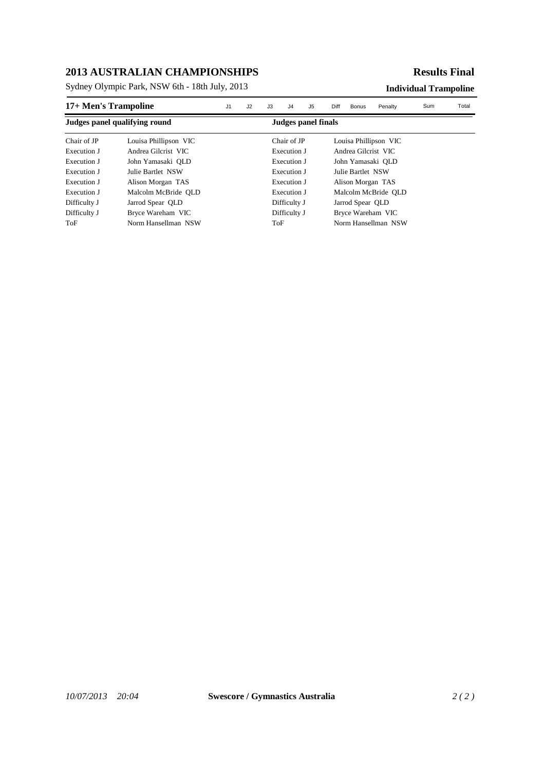## 2013 AUSTRALIAN CHAMPIONSHIPS

**Results Final**

Sydney Olympic Park, NSW 6th - 18th July, 2013

**Individual Trampoline**

| **17+ Men's Trampoline** | | J1 | J2 | J3 | J4 | J5 | Diff | Bonus | Penalty | Sum | Total |
|---|---|---|---|---|---|---|---|---|---|---|---|

| **Judges panel qualifying round** | | **Judges panel finals** | |
|---|---|---|---|
| Chair of JP | Louisa Phillipson VIC | Chair of JP | Louisa Phillipson VIC |
| Execution J | Andrea Gilcrist VIC | Execution J | Andrea Gilcrist VIC |
| Execution J | John Yamasaki QLD | Execution J | John Yamasaki QLD |
| Execution J | Julie Bartlet NSW | Execution J | Julie Bartlet NSW |
| Execution J | Alison Morgan TAS | Execution J | Alison Morgan TAS |
| Execution J | Malcolm McBride QLD | Execution J | Malcolm McBride QLD |
| Difficulty J | Jarrod Spear QLD | Difficulty J | Jarrod Spear QLD |
| Difficulty J | Bryce Wareham VIC | Difficulty J | Bryce Wareham VIC |
| ToF | Norm Hansellman NSW | ToF | Norm Hansellman NSW |

*10/07/2013 20:04* **Swescore / Gymnastics Australia**